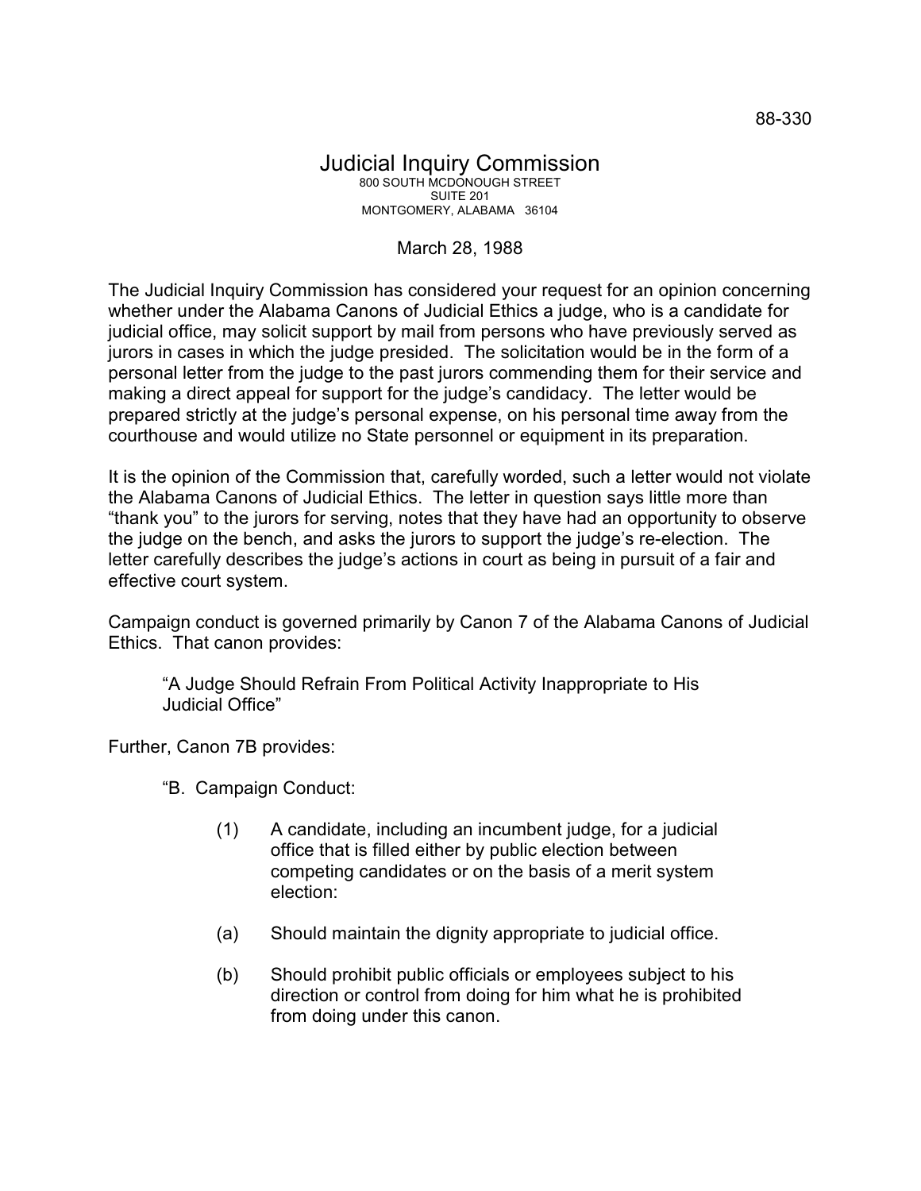88-330

# Judicial Inquiry Commission

800 SOUTH MCDONOUGH STREET
SUITE 201
MONTGOMERY, ALABAMA 36104

March 28, 1988

The Judicial Inquiry Commission has considered your request for an opinion concerning whether under the Alabama Canons of Judicial Ethics a judge, who is a candidate for judicial office, may solicit support by mail from persons who have previously served as jurors in cases in which the judge presided. The solicitation would be in the form of a personal letter from the judge to the past jurors commending them for their service and making a direct appeal for support for the judge's candidacy. The letter would be prepared strictly at the judge's personal expense, on his personal time away from the courthouse and would utilize no State personnel or equipment in its preparation.

It is the opinion of the Commission that, carefully worded, such a letter would not violate the Alabama Canons of Judicial Ethics. The letter in question says little more than "thank you" to the jurors for serving, notes that they have had an opportunity to observe the judge on the bench, and asks the jurors to support the judge's re-election. The letter carefully describes the judge's actions in court as being in pursuit of a fair and effective court system.

Campaign conduct is governed primarily by Canon 7 of the Alabama Canons of Judicial Ethics. That canon provides:

> "A Judge Should Refrain From Political Activity Inappropriate to His Judicial Office"

Further, Canon 7B provides:

> "B. Campaign Conduct:
>
> (1) A candidate, including an incumbent judge, for a judicial office that is filled either by public election between competing candidates or on the basis of a merit system election:
>
> (a) Should maintain the dignity appropriate to judicial office.
>
> (b) Should prohibit public officials or employees subject to his direction or control from doing for him what he is prohibited from doing under this canon.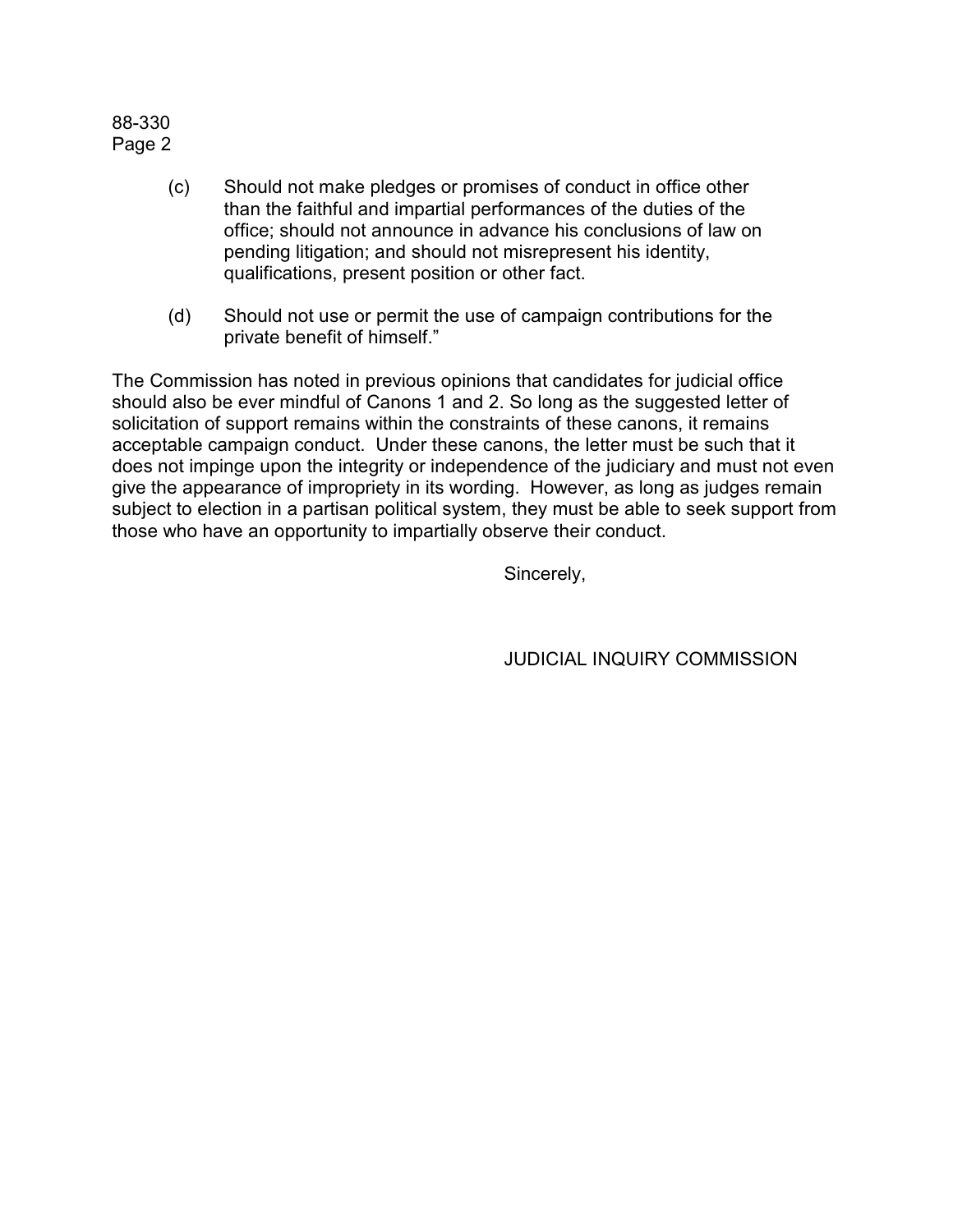(c) Should not make pledges or promises of conduct in office other than the faithful and impartial performances of the duties of the office; should not announce in advance his conclusions of law on pending litigation; and should not misrepresent his identity, qualifications, present position or other fact.

(d) Should not use or permit the use of campaign contributions for the private benefit of himself."

The Commission has noted in previous opinions that candidates for judicial office should also be ever mindful of Canons 1 and 2. So long as the suggested letter of solicitation of support remains within the constraints of these canons, it remains acceptable campaign conduct. Under these canons, the letter must be such that it does not impinge upon the integrity or independence of the judiciary and must not even give the appearance of impropriety in its wording. However, as long as judges remain subject to election in a partisan political system, they must be able to seek support from those who have an opportunity to impartially observe their conduct.

Sincerely,

JUDICIAL INQUIRY COMMISSION